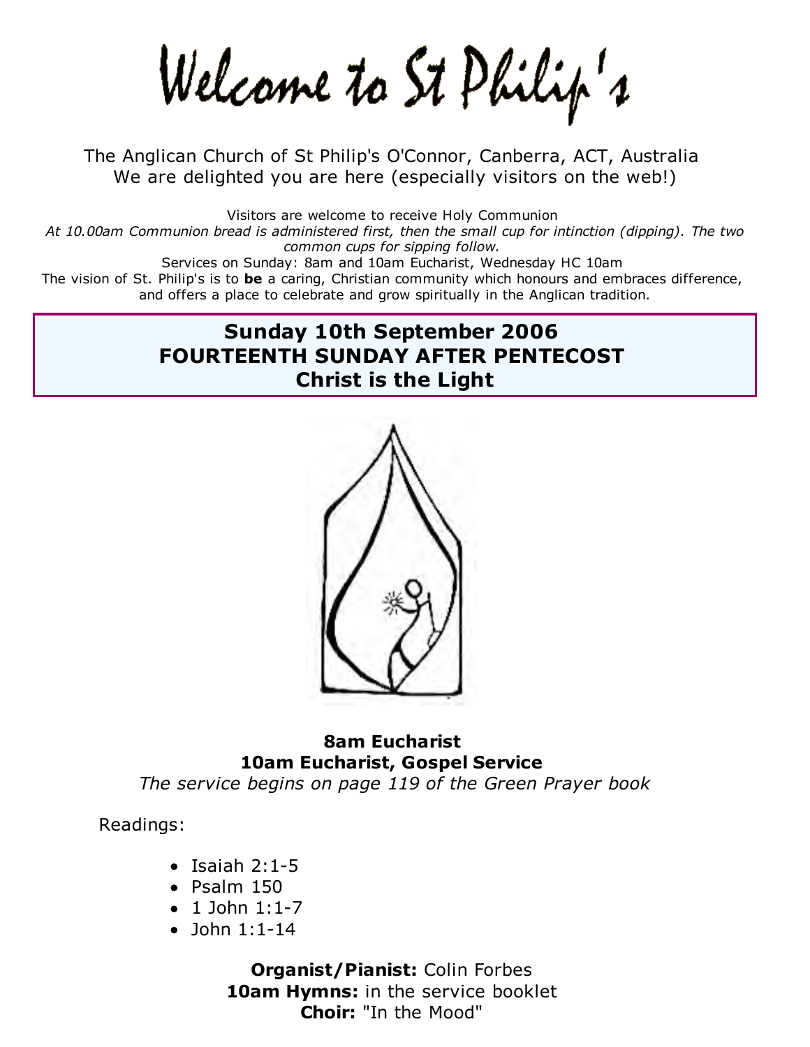# Welcome to St Philip's

The Anglican Church of St Philip's O'Connor, Canberra, ACT, Australia
We are delighted you are here (especially visitors on the web!)

Visitors are welcome to receive Holy Communion

*At 10.00am Communion bread is administered first, then the small cup for intinction (dipping). The two common cups for sipping follow.*

Services on Sunday: 8am and 10am Eucharist, Wednesday HC 10am

The vision of St. Philip's is to **be** a caring, Christian community which honours and embraces difference, and offers a place to celebrate and grow spiritually in the Anglican tradition.

## Sunday 10th September 2006
## FOURTEENTH SUNDAY AFTER PENTECOST
## Christ is the Light

**8am Eucharist**
**10am Eucharist, Gospel Service**
*The service begins on page 119 of the Green Prayer book*

Readings:

- Isaiah 2:1-5
- Psalm 150
- 1 John 1:1-7
- John 1:1-14

**Organist/Pianist:** Colin Forbes
**10am Hymns:** in the service booklet
**Choir:** "In the Mood"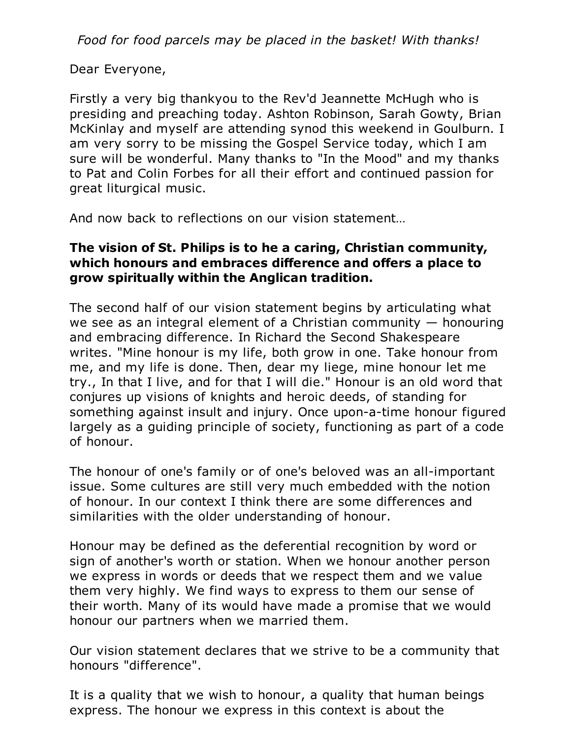*Food for food parcels may be placed in the basket! With thanks!*

Dear Everyone,

Firstly a very big thankyou to the Rev'd Jeannette McHugh who is presiding and preaching today. Ashton Robinson, Sarah Gowty, Brian McKinlay and myself are attending synod this weekend in Goulburn. I am very sorry to be missing the Gospel Service today, which I am sure will be wonderful. Many thanks to "In the Mood" and my thanks to Pat and Colin Forbes for all their effort and continued passion for great liturgical music.

And now back to reflections on our vision statement…

**The vision of St. Philips is to he a caring, Christian community, which honours and embraces difference and offers a place to grow spiritually within the Anglican tradition.**

The second half of our vision statement begins by articulating what we see as an integral element of a Christian community — honouring and embracing difference. In Richard the Second Shakespeare writes. "Mine honour is my life, both grow in one. Take honour from me, and my life is done. Then, dear my liege, mine honour let me try., In that I live, and for that I will die." Honour is an old word that conjures up visions of knights and heroic deeds, of standing for something against insult and injury. Once upon-a-time honour figured largely as a guiding principle of society, functioning as part of a code of honour.

The honour of one's family or of one's beloved was an all-important issue. Some cultures are still very much embedded with the notion of honour. In our context I think there are some differences and similarities with the older understanding of honour.

Honour may be defined as the deferential recognition by word or sign of another's worth or station. When we honour another person we express in words or deeds that we respect them and we value them very highly. We find ways to express to them our sense of their worth. Many of its would have made a promise that we would honour our partners when we married them.

Our vision statement declares that we strive to be a community that honours "difference".

It is a quality that we wish to honour, a quality that human beings express. The honour we express in this context is about the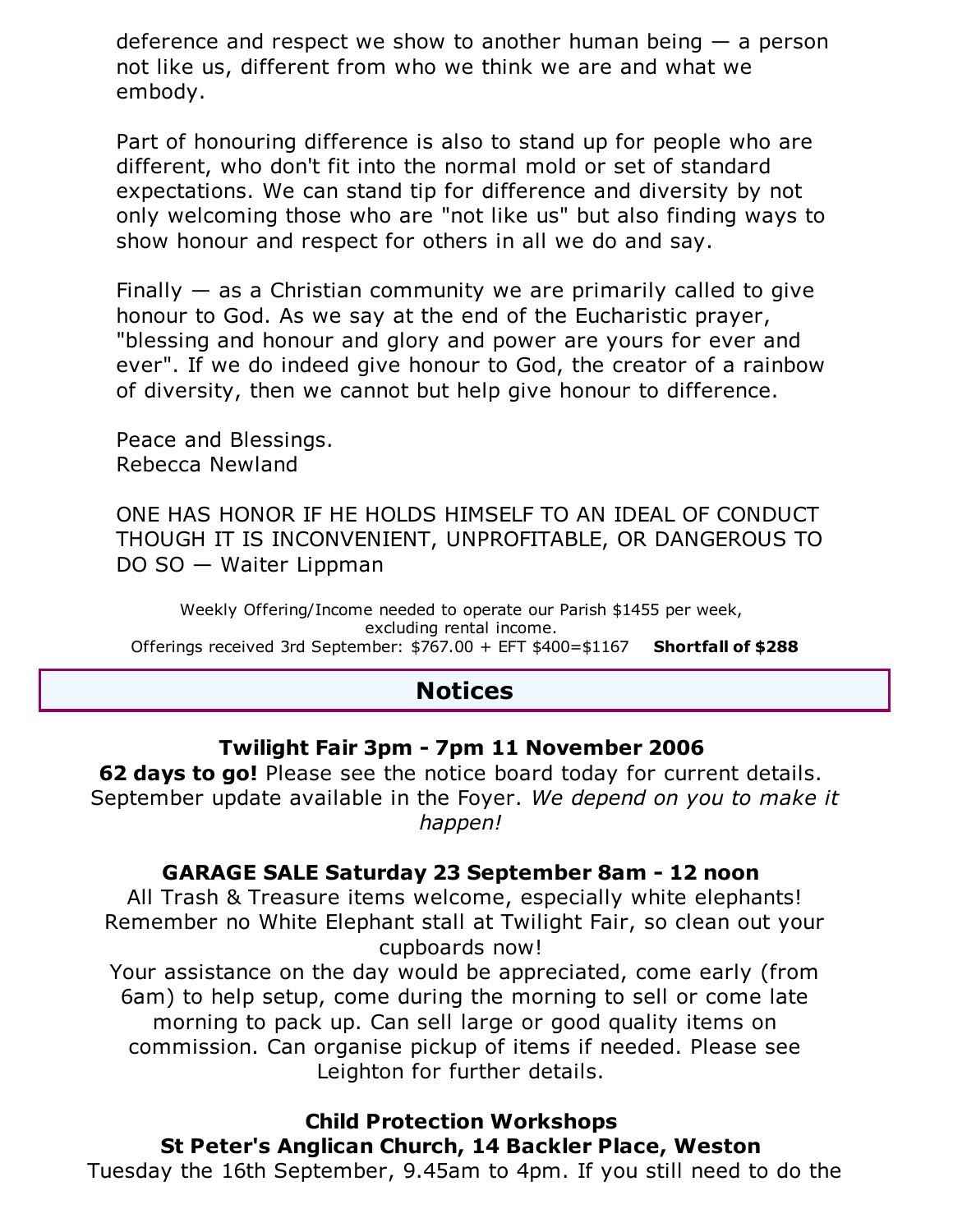deference and respect we show to another human being — a person not like us, different from who we think we are and what we embody.

Part of honouring difference is also to stand up for people who are different, who don't fit into the normal mold or set of standard expectations. We can stand tip for difference and diversity by not only welcoming those who are "not like us" but also finding ways to show honour and respect for others in all we do and say.

Finally — as a Christian community we are primarily called to give honour to God. As we say at the end of the Eucharistic prayer, "blessing and honour and glory and power are yours for ever and ever". If we do indeed give honour to God, the creator of a rainbow of diversity, then we cannot but help give honour to difference.

Peace and Blessings.
Rebecca Newland

ONE HAS HONOR IF HE HOLDS HIMSELF TO AN IDEAL OF CONDUCT THOUGH IT IS INCONVENIENT, UNPROFITABLE, OR DANGEROUS TO DO SO — Waiter Lippman

Weekly Offering/Income needed to operate our Parish $1455 per week, excluding rental income.
Offerings received 3rd September: $767.00 + EFT $400=$1167 **Shortfall of $288**

## Notices

**Twilight Fair 3pm - 7pm 11 November 2006**

**62 days to go!** Please see the notice board today for current details. September update available in the Foyer. *We depend on you to make it happen!*

**GARAGE SALE Saturday 23 September 8am - 12 noon**

All Trash & Treasure items welcome, especially white elephants! Remember no White Elephant stall at Twilight Fair, so clean out your cupboards now!

Your assistance on the day would be appreciated, come early (from 6am) to help setup, come during the morning to sell or come late morning to pack up. Can sell large or good quality items on commission. Can organise pickup of items if needed. Please see Leighton for further details.

**Child Protection Workshops**
**St Peter's Anglican Church, 14 Backler Place, Weston**

Tuesday the 16th September, 9.45am to 4pm. If you still need to do the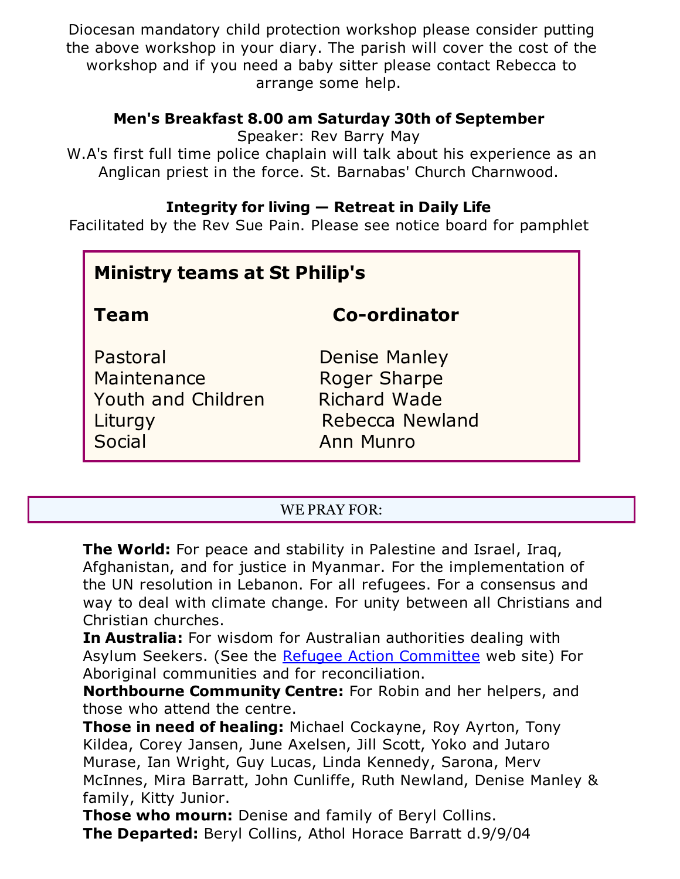Diocesan mandatory child protection workshop please consider putting the above workshop in your diary. The parish will cover the cost of the workshop and if you need a baby sitter please contact Rebecca to arrange some help.

**Men's Breakfast 8.00 am Saturday 30th of September**

Speaker: Rev Barry May

W.A's first full time police chaplain will talk about his experience as an Anglican priest in the force. St. Barnabas' Church Charnwood.

**Integrity for living — Retreat in Daily Life**

Facilitated by the Rev Sue Pain. Please see notice board for pamphlet

## Ministry teams at St Philip's

| Team | Co-ordinator |
|---|---|
| Pastoral | Denise Manley |
| Maintenance | Roger Sharpe |
| Youth and Children | Richard Wade |
| Liturgy | Rebecca Newland |
| Social | Ann Munro |

## WE PRAY FOR:

**The World:** For peace and stability in Palestine and Israel, Iraq, Afghanistan, and for justice in Myanmar. For the implementation of the UN resolution in Lebanon. For all refugees. For a consensus and way to deal with climate change. For unity between all Christians and Christian churches.

**In Australia:** For wisdom for Australian authorities dealing with Asylum Seekers. (See the Refugee Action Committee web site) For Aboriginal communities and for reconciliation.

**Northbourne Community Centre:** For Robin and her helpers, and those who attend the centre.

**Those in need of healing:** Michael Cockayne, Roy Ayrton, Tony Kildea, Corey Jansen, June Axelsen, Jill Scott, Yoko and Jutaro Murase, Ian Wright, Guy Lucas, Linda Kennedy, Sarona, Merv McInnes, Mira Barratt, John Cunliffe, Ruth Newland, Denise Manley & family, Kitty Junior.

**Those who mourn:** Denise and family of Beryl Collins.

**The Departed:** Beryl Collins, Athol Horace Barratt d.9/9/04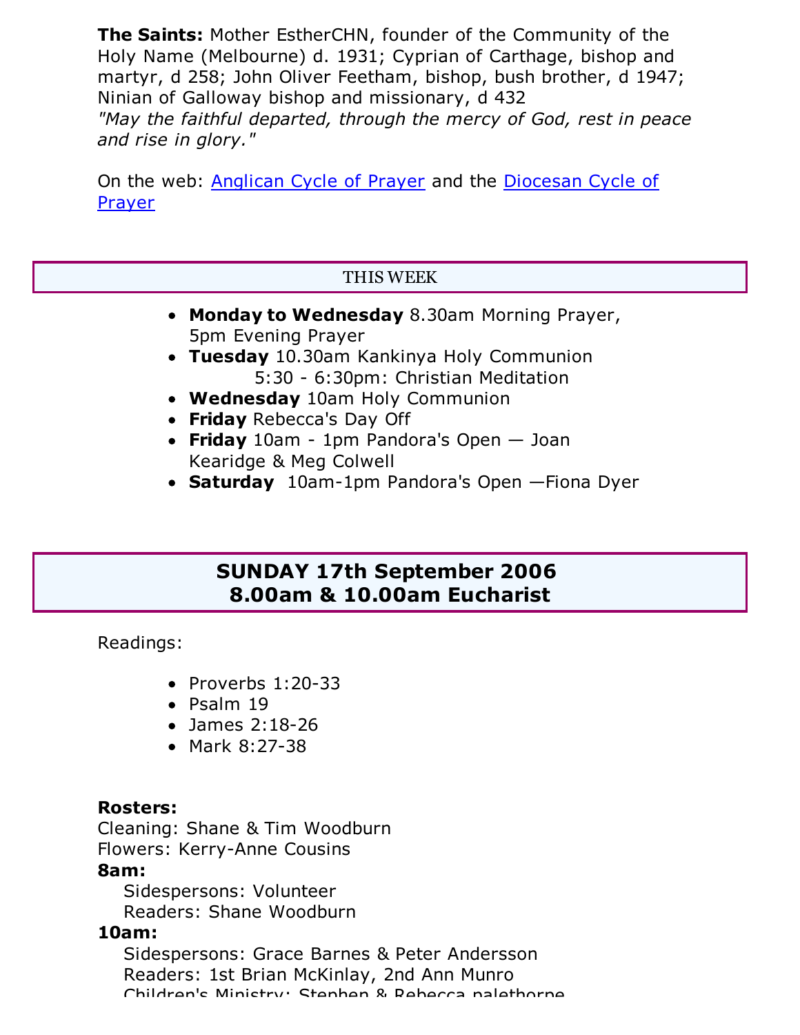**The Saints:** Mother EstherCHN, founder of the Community of the Holy Name (Melbourne) d. 1931; Cyprian of Carthage, bishop and martyr, d 258; John Oliver Feetham, bishop, bush brother, d 1947; Ninian of Galloway bishop and missionary, d 432
*"May the faithful departed, through the mercy of God, rest in peace and rise in glory."*

On the web: Anglican Cycle of Prayer and the Diocesan Cycle of Prayer

## THIS WEEK

- **Monday to Wednesday** 8.30am Morning Prayer, 5pm Evening Prayer
- **Tuesday** 10.30am Kankinya Holy Communion
  5:30 - 6:30pm: Christian Meditation
- **Wednesday** 10am Holy Communion
- **Friday** Rebecca's Day Off
- **Friday** 10am - 1pm Pandora's Open — Joan Kearidge & Meg Colwell
- **Saturday** 10am-1pm Pandora's Open —Fiona Dyer

## SUNDAY 17th September 2006
## 8.00am & 10.00am Eucharist

Readings:

- Proverbs 1:20-33
- Psalm 19
- James 2:18-26
- Mark 8:27-38

**Rosters:**
Cleaning: Shane & Tim Woodburn
Flowers: Kerry-Anne Cousins
**8am:**
Sidespersons: Volunteer
Readers: Shane Woodburn
**10am:**
Sidespersons: Grace Barnes & Peter Andersson
Readers: 1st Brian McKinlay, 2nd Ann Munro
Children's Ministry: Stephen & Rebecca palethorpe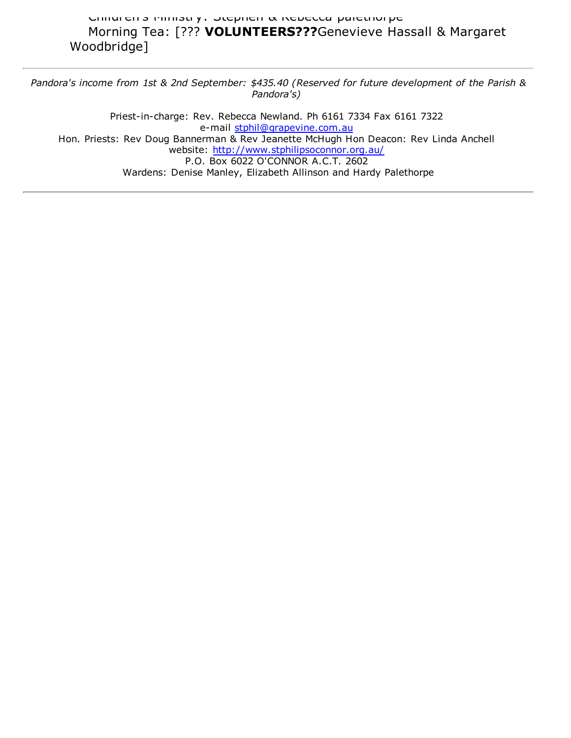Children's Ministry: Stephen & Rebecca palethorpe

Morning Tea: [??? **VOLUNTEERS???**Genevieve Hassall & Margaret Woodbridge]

---

*Pandora's income from 1st & 2nd September: $435.40 (Reserved for future development of the Parish & Pandora's)*

Priest-in-charge: Rev. Rebecca Newland. Ph 6161 7334 Fax 6161 7322
e-mail stphil@grapevine.com.au
Hon. Priests: Rev Doug Bannerman & Rev Jeanette McHugh Hon Deacon: Rev Linda Anchell
website: http://www.stphilipsoconnor.org.au/
P.O. Box 6022 O'CONNOR A.C.T. 2602
Wardens: Denise Manley, Elizabeth Allinson and Hardy Palethorpe

---